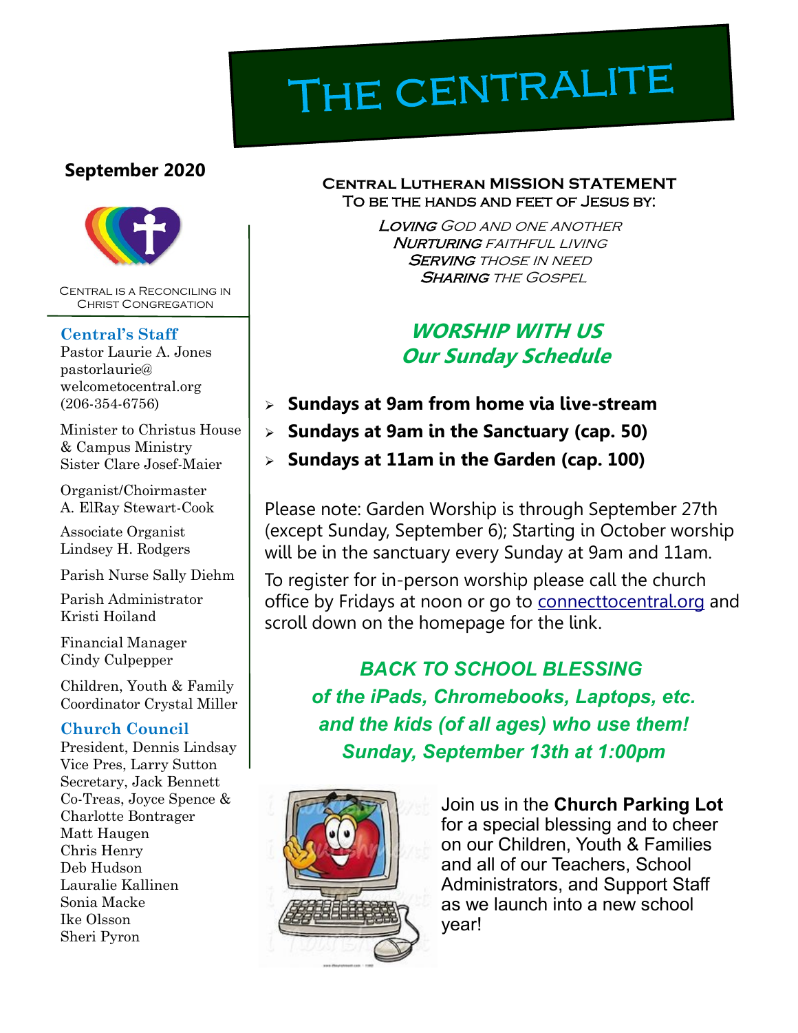# THE CENTRALITE

**September 2020**

Central is a Reconciling in Christ Congregation

### Central's Staff

Pastor Laurie A. Jones
pastorlaurie@welcometocentral.org
(206-354-6756)

Minister to Christus House & Campus Ministry
Sister Clare Josef-Maier

Organist/Choirmaster
A. ElRay Stewart-Cook

Associate Organist
Lindsey H. Rodgers

Parish Nurse Sally Diehm

Parish Administrator
Kristi Hoiland

Financial Manager
Cindy Culpepper

Children, Youth & Family Coordinator Crystal Miller

### Church Council

President, Dennis Lindsay
Vice Pres, Larry Sutton
Secretary, Jack Bennett
Co-Treas, Joyce Spence & Charlotte Bontrager
Matt Haugen
Chris Henry
Deb Hudson
Lauralie Kallinen
Sonia Macke
Ike Olsson
Sheri Pyron

**Central Lutheran MISSION STATEMENT**
To be the hands and feet of Jesus by:

*Loving God and one another*
*Nurturing faithful living*
*Serving those in need*
*Sharing the Gospel*

## *WORSHIP WITH US*
## *Our Sunday Schedule*

- **Sundays at 9am from home via live-stream**
- **Sundays at 9am in the Sanctuary (cap. 50)**
- **Sundays at 11am in the Garden (cap. 100)**

Please note: Garden Worship is through September 27th (except Sunday, September 6); Starting in October worship will be in the sanctuary every Sunday at 9am and 11am.

To register for in-person worship please call the church office by Fridays at noon or go to connecttocentral.org and scroll down on the homepage for the link.

## *BACK TO SCHOOL BLESSING*
## *of the iPads, Chromebooks, Laptops, etc.*
## *and the kids (of all ages) who use them!*
## *Sunday, September 13th at 1:00pm*

Join us in the **Church Parking Lot** for a special blessing and to cheer on our Children, Youth & Families and all of our Teachers, School Administrators, and Support Staff as we launch into a new school year!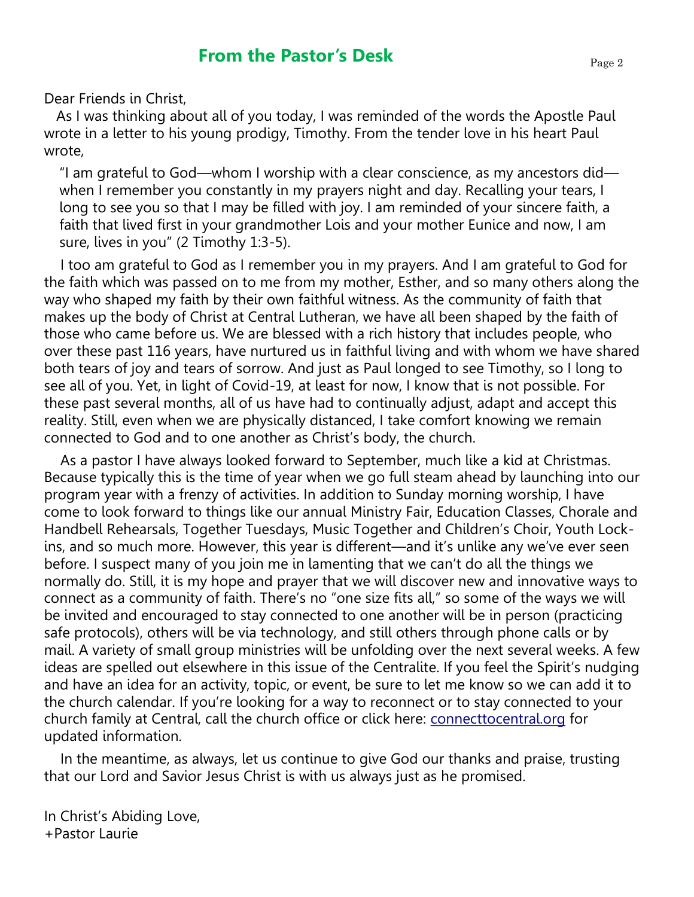## From the Pastor's Desk

Dear Friends in Christ,

As I was thinking about all of you today, I was reminded of the words the Apostle Paul wrote in a letter to his young prodigy, Timothy. From the tender love in his heart Paul wrote,

> "I am grateful to God—whom I worship with a clear conscience, as my ancestors did—when I remember you constantly in my prayers night and day. Recalling your tears, I long to see you so that I may be filled with joy. I am reminded of your sincere faith, a faith that lived first in your grandmother Lois and your mother Eunice and now, I am sure, lives in you" (2 Timothy 1:3-5).

I too am grateful to God as I remember you in my prayers. And I am grateful to God for the faith which was passed on to me from my mother, Esther, and so many others along the way who shaped my faith by their own faithful witness. As the community of faith that makes up the body of Christ at Central Lutheran, we have all been shaped by the faith of those who came before us. We are blessed with a rich history that includes people, who over these past 116 years, have nurtured us in faithful living and with whom we have shared both tears of joy and tears of sorrow. And just as Paul longed to see Timothy, so I long to see all of you. Yet, in light of Covid-19, at least for now, I know that is not possible. For these past several months, all of us have had to continually adjust, adapt and accept this reality. Still, even when we are physically distanced, I take comfort knowing we remain connected to God and to one another as Christ's body, the church.

As a pastor I have always looked forward to September, much like a kid at Christmas. Because typically this is the time of year when we go full steam ahead by launching into our program year with a frenzy of activities. In addition to Sunday morning worship, I have come to look forward to things like our annual Ministry Fair, Education Classes, Chorale and Handbell Rehearsals, Together Tuesdays, Music Together and Children's Choir, Youth Lock-ins, and so much more. However, this year is different—and it's unlike any we've ever seen before. I suspect many of you join me in lamenting that we can't do all the things we normally do. Still, it is my hope and prayer that we will discover new and innovative ways to connect as a community of faith. There's no "one size fits all," so some of the ways we will be invited and encouraged to stay connected to one another will be in person (practicing safe protocols), others will be via technology, and still others through phone calls or by mail. A variety of small group ministries will be unfolding over the next several weeks. A few ideas are spelled out elsewhere in this issue of the Centralite. If you feel the Spirit's nudging and have an idea for an activity, topic, or event, be sure to let me know so we can add it to the church calendar. If you're looking for a way to reconnect or to stay connected to your church family at Central, call the church office or click here: [connecttocentral.org](connecttocentral.org) for updated information.

In the meantime, as always, let us continue to give God our thanks and praise, trusting that our Lord and Savior Jesus Christ is with us always just as he promised.

In Christ's Abiding Love,
+Pastor Laurie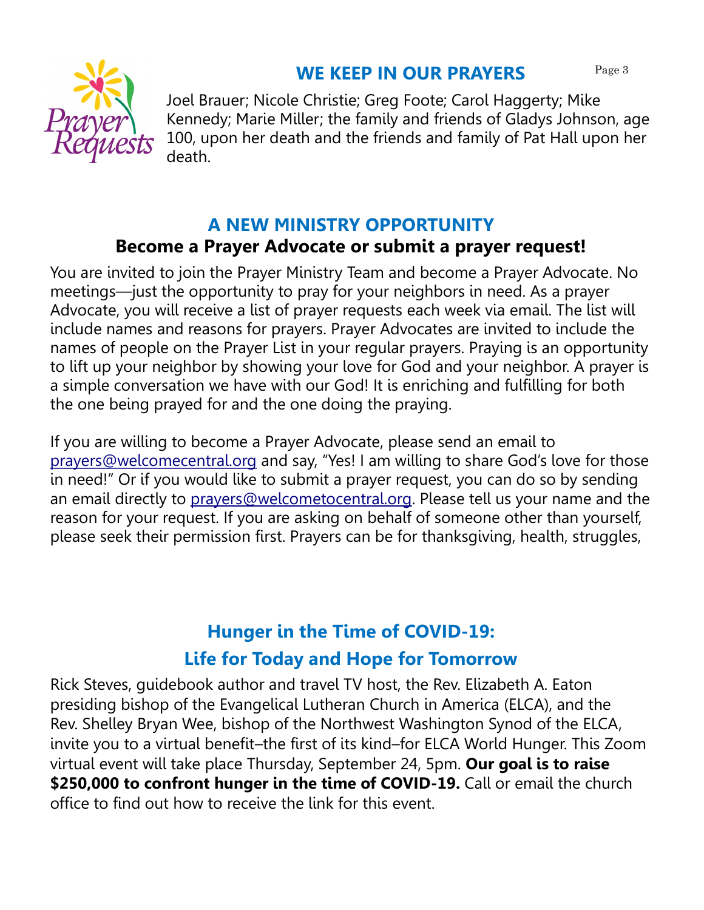## WE KEEP IN OUR PRAYERS

Joel Brauer; Nicole Christie; Greg Foote; Carol Haggerty; Mike Kennedy; Marie Miller; the family and friends of Gladys Johnson, age 100, upon her death and the friends and family of Pat Hall upon her death.

## A NEW MINISTRY OPPORTUNITY

### Become a Prayer Advocate or submit a prayer request!

You are invited to join the Prayer Ministry Team and become a Prayer Advocate. No meetings—just the opportunity to pray for your neighbors in need. As a prayer Advocate, you will receive a list of prayer requests each week via email. The list will include names and reasons for prayers. Prayer Advocates are invited to include the names of people on the Prayer List in your regular prayers. Praying is an opportunity to lift up your neighbor by showing your love for God and your neighbor. A prayer is a simple conversation we have with our God! It is enriching and fulfilling for both the one being prayed for and the one doing the praying.

If you are willing to become a Prayer Advocate, please send an email to prayers@welcomecentral.org and say, "Yes! I am willing to share God's love for those in need!" Or if you would like to submit a prayer request, you can do so by sending an email directly to prayers@welcometocentral.org. Please tell us your name and the reason for your request. If you are asking on behalf of someone other than yourself, please seek their permission first. Prayers can be for thanksgiving, health, struggles,

## Hunger in the Time of COVID-19: Life for Today and Hope for Tomorrow

Rick Steves, guidebook author and travel TV host, the Rev. Elizabeth A. Eaton presiding bishop of the Evangelical Lutheran Church in America (ELCA), and the Rev. Shelley Bryan Wee, bishop of the Northwest Washington Synod of the ELCA, invite you to a virtual benefit–the first of its kind–for ELCA World Hunger. This Zoom virtual event will take place Thursday, September 24, 5pm. **Our goal is to raise $250,000 to confront hunger in the time of COVID-19.** Call or email the church office to find out how to receive the link for this event.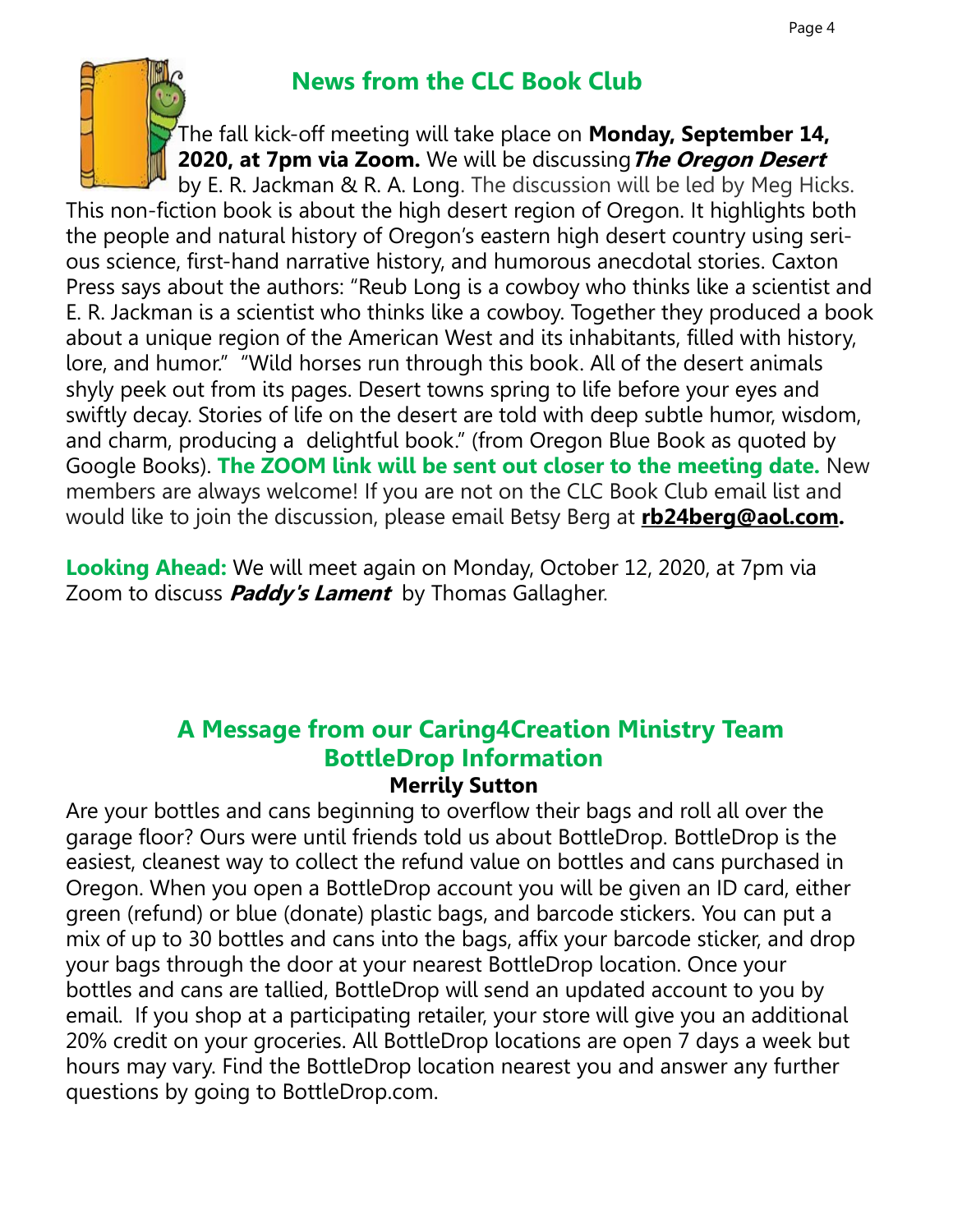## News from the CLC Book Club

The fall kick-off meeting will take place on **Monday, September 14, 2020, at 7pm via Zoom.** We will be discussing ***The Oregon Desert*** by E. R. Jackman & R. A. Long. The discussion will be led by Meg Hicks. This non-fiction book is about the high desert region of Oregon. It highlights both the people and natural history of Oregon's eastern high desert country using serious science, first-hand narrative history, and humorous anecdotal stories. Caxton Press says about the authors: "Reub Long is a cowboy who thinks like a scientist and E. R. Jackman is a scientist who thinks like a cowboy. Together they produced a book about a unique region of the American West and its inhabitants, filled with history, lore, and humor." "Wild horses run through this book. All of the desert animals shyly peek out from its pages. Desert towns spring to life before your eyes and swiftly decay. Stories of life on the desert are told with deep subtle humor, wisdom, and charm, producing a delightful book." (from Oregon Blue Book as quoted by Google Books). **The ZOOM link will be sent out closer to the meeting date.** New members are always welcome! If you are not on the CLC Book Club email list and would like to join the discussion, please email Betsy Berg at **rb24berg@aol.com.**

**Looking Ahead:** We will meet again on Monday, October 12, 2020, at 7pm via Zoom to discuss ***Paddy's Lament*** by Thomas Gallagher.

## A Message from our Caring4Creation Ministry Team
## BottleDrop Information

**Merrily Sutton**

Are your bottles and cans beginning to overflow their bags and roll all over the garage floor? Ours were until friends told us about BottleDrop. BottleDrop is the easiest, cleanest way to collect the refund value on bottles and cans purchased in Oregon. When you open a BottleDrop account you will be given an ID card, either green (refund) or blue (donate) plastic bags, and barcode stickers. You can put a mix of up to 30 bottles and cans into the bags, affix your barcode sticker, and drop your bags through the door at your nearest BottleDrop location. Once your bottles and cans are tallied, BottleDrop will send an updated account to you by email. If you shop at a participating retailer, your store will give you an additional 20% credit on your groceries. All BottleDrop locations are open 7 days a week but hours may vary. Find the BottleDrop location nearest you and answer any further questions by going to BottleDrop.com.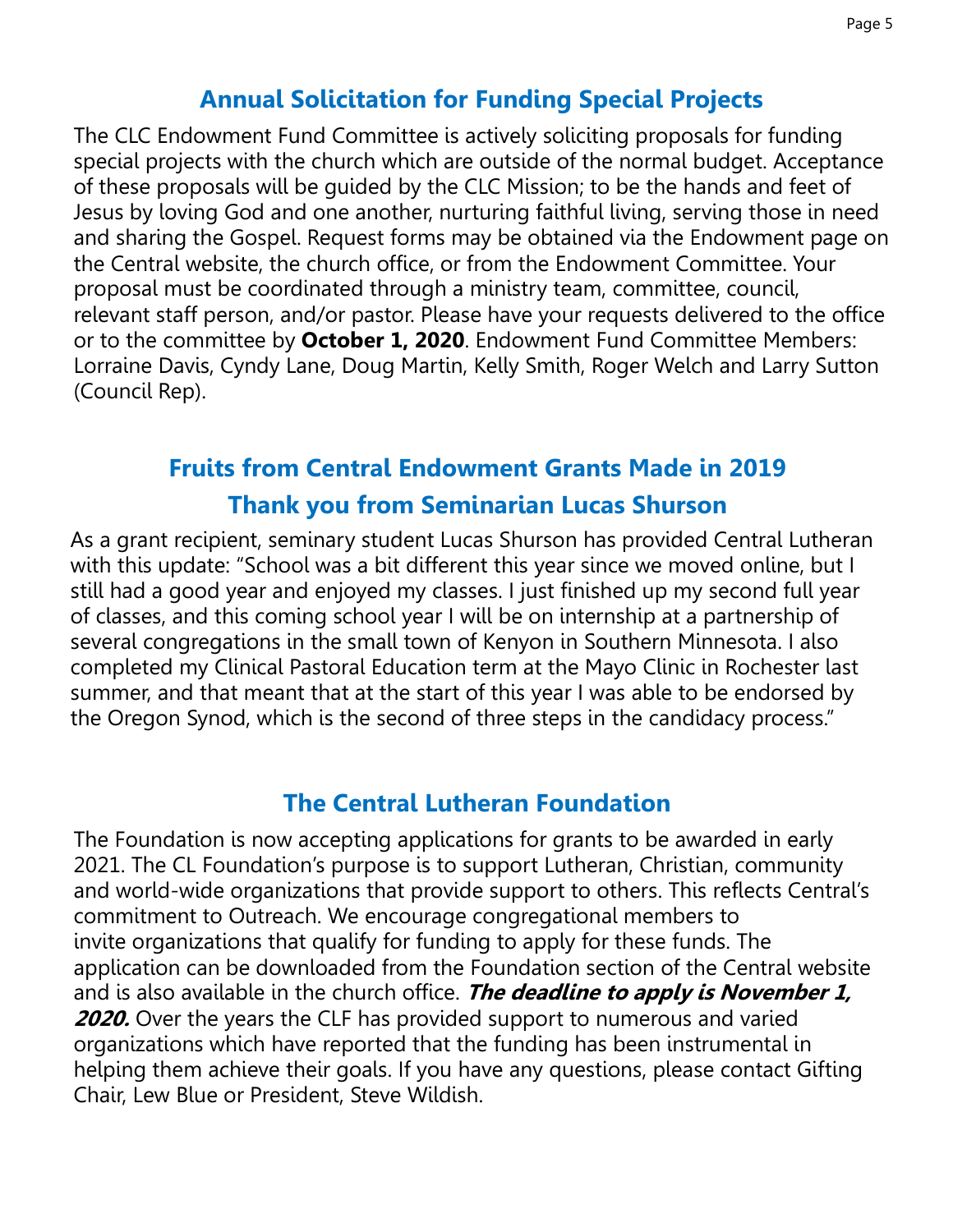## Annual Solicitation for Funding Special Projects

The CLC Endowment Fund Committee is actively soliciting proposals for funding special projects with the church which are outside of the normal budget. Acceptance of these proposals will be guided by the CLC Mission; to be the hands and feet of Jesus by loving God and one another, nurturing faithful living, serving those in need and sharing the Gospel. Request forms may be obtained via the Endowment page on the Central website, the church office, or from the Endowment Committee. Your proposal must be coordinated through a ministry team, committee, council, relevant staff person, and/or pastor. Please have your requests delivered to the office or to the committee by **October 1, 2020**. Endowment Fund Committee Members: Lorraine Davis, Cyndy Lane, Doug Martin, Kelly Smith, Roger Welch and Larry Sutton (Council Rep).

## Fruits from Central Endowment Grants Made in 2019

## Thank you from Seminarian Lucas Shurson

As a grant recipient, seminary student Lucas Shurson has provided Central Lutheran with this update: "School was a bit different this year since we moved online, but I still had a good year and enjoyed my classes. I just finished up my second full year of classes, and this coming school year I will be on internship at a partnership of several congregations in the small town of Kenyon in Southern Minnesota. I also completed my Clinical Pastoral Education term at the Mayo Clinic in Rochester last summer, and that meant that at the start of this year I was able to be endorsed by the Oregon Synod, which is the second of three steps in the candidacy process."

## The Central Lutheran Foundation

The Foundation is now accepting applications for grants to be awarded in early 2021. The CL Foundation's purpose is to support Lutheran, Christian, community and world-wide organizations that provide support to others. This reflects Central's commitment to Outreach. We encourage congregational members to invite organizations that qualify for funding to apply for these funds. The application can be downloaded from the Foundation section of the Central website and is also available in the church office. ***The deadline to apply is November 1, 2020.*** Over the years the CLF has provided support to numerous and varied organizations which have reported that the funding has been instrumental in helping them achieve their goals. If you have any questions, please contact Gifting Chair, Lew Blue or President, Steve Wildish.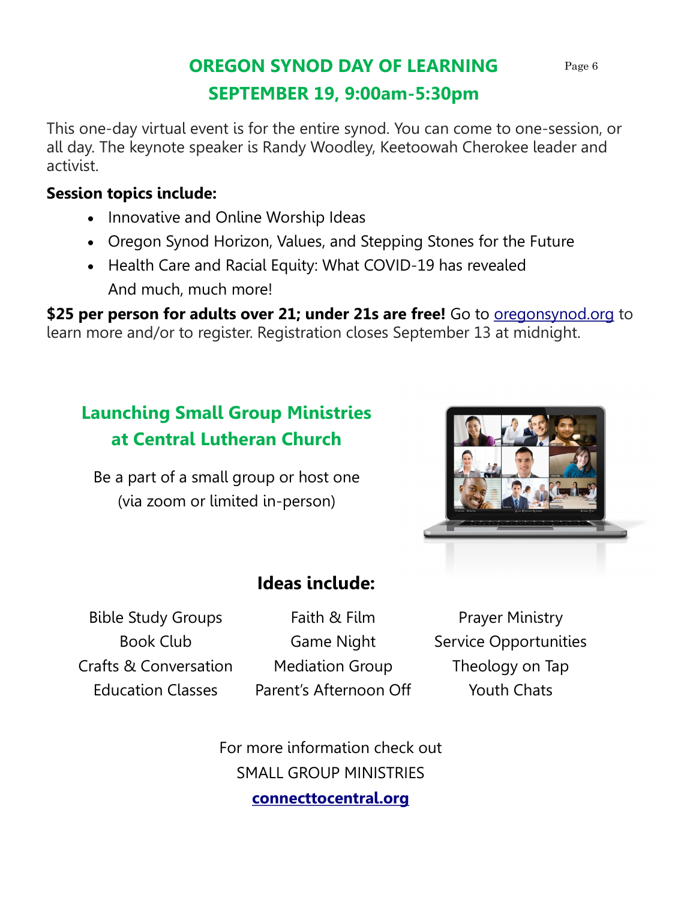# OREGON SYNOD DAY OF LEARNING
## SEPTEMBER 19, 9:00am-5:30pm

This one-day virtual event is for the entire synod. You can come to one-session, or all day. The keynote speaker is Randy Woodley, Keetoowah Cherokee leader and activist.

**Session topics include:**

- Innovative and Online Worship Ideas
- Oregon Synod Horizon, Values, and Stepping Stones for the Future
- Health Care and Racial Equity: What COVID-19 has revealed
  And much, much more!

**$25 per person for adults over 21; under 21s are free!** Go to oregonsynod.org to learn more and/or to register. Registration closes September 13 at midnight.

# Launching Small Group Ministries at Central Lutheran Church

Be a part of a small group or host one (via zoom or limited in-person)

## Ideas include:

Bible Study Groups
Book Club
Crafts & Conversation
Education Classes
Faith & Film
Game Night
Mediation Group
Parent's Afternoon Off
Prayer Ministry
Service Opportunities
Theology on Tap
Youth Chats

For more information check out
SMALL GROUP MINISTRIES
**connecttocentral.org**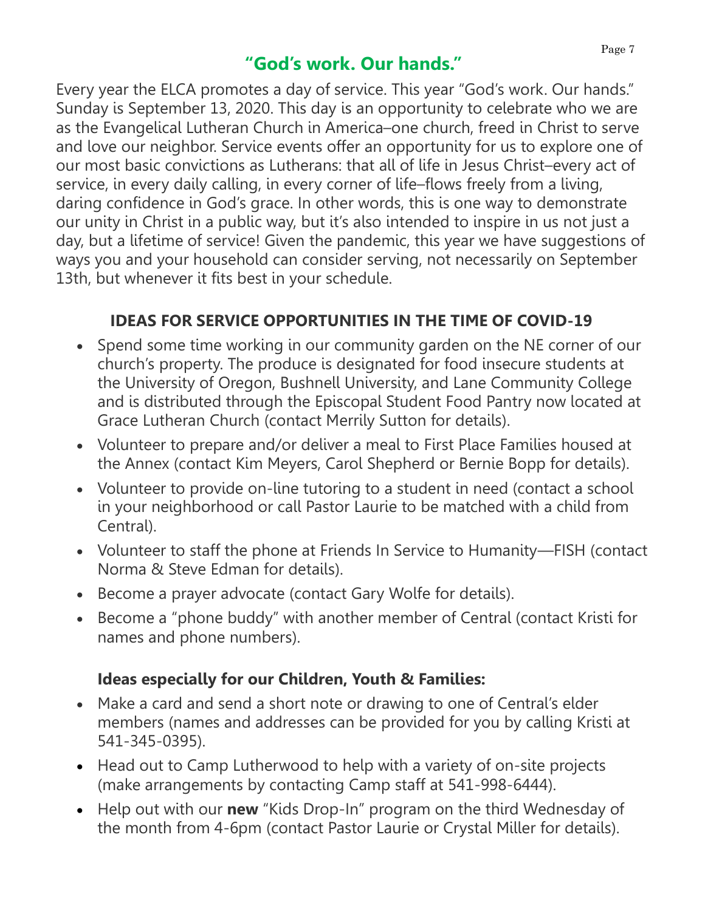# "God's work. Our hands."

Every year the ELCA promotes a day of service. This year "God's work. Our hands." Sunday is September 13, 2020. This day is an opportunity to celebrate who we are as the Evangelical Lutheran Church in America–one church, freed in Christ to serve and love our neighbor. Service events offer an opportunity for us to explore one of our most basic convictions as Lutherans: that all of life in Jesus Christ–every act of service, in every daily calling, in every corner of life–flows freely from a living, daring confidence in God's grace. In other words, this is one way to demonstrate our unity in Christ in a public way, but it's also intended to inspire in us not just a day, but a lifetime of service! Given the pandemic, this year we have suggestions of ways you and your household can consider serving, not necessarily on September 13th, but whenever it fits best in your schedule.

## IDEAS FOR SERVICE OPPORTUNITIES IN THE TIME OF COVID-19

- Spend some time working in our community garden on the NE corner of our church's property. The produce is designated for food insecure students at the University of Oregon, Bushnell University, and Lane Community College and is distributed through the Episcopal Student Food Pantry now located at Grace Lutheran Church (contact Merrily Sutton for details).
- Volunteer to prepare and/or deliver a meal to First Place Families housed at the Annex (contact Kim Meyers, Carol Shepherd or Bernie Bopp for details).
- Volunteer to provide on-line tutoring to a student in need (contact a school in your neighborhood or call Pastor Laurie to be matched with a child from Central).
- Volunteer to staff the phone at Friends In Service to Humanity—FISH (contact Norma & Steve Edman for details).
- Become a prayer advocate (contact Gary Wolfe for details).
- Become a "phone buddy" with another member of Central (contact Kristi for names and phone numbers).

### Ideas especially for our Children, Youth & Families:

- Make a card and send a short note or drawing to one of Central's elder members (names and addresses can be provided for you by calling Kristi at 541-345-0395).
- Head out to Camp Lutherwood to help with a variety of on-site projects (make arrangements by contacting Camp staff at 541-998-6444).
- Help out with our **new** "Kids Drop-In" program on the third Wednesday of the month from 4-6pm (contact Pastor Laurie or Crystal Miller for details).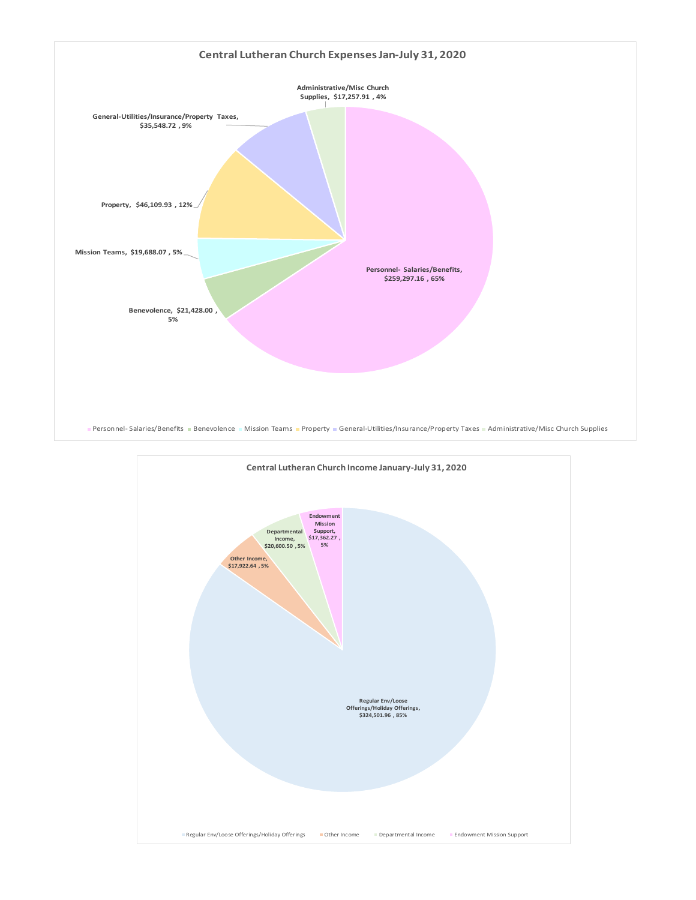## Central Lutheran Church Expenses Jan-July 31, 2020

| Category | Amount | Percent |
|---|---|---|
| Personnel- Salaries/Benefits | $259,297.16 | 65% |
| Benevolence | $21,428.00 | 5% |
| Mission Teams | $19,688.07 | 5% |
| Property | $46,109.93 | 12% |
| General-Utilities/Insurance/Property Taxes | $35,548.72 | 9% |
| Administrative/Misc Church Supplies | $17,257.91 | 4% |

## Central Lutheran Church Income January-July 31, 2020

| Category | Amount | Percent |
|---|---|---|
| Regular Env/Loose Offerings/Holiday Offerings | $324,501.96 | 85% |
| Other Income | $17,922.64 | 5% |
| Departmental Income | $20,600.50 | 5% |
| Endowment Mission Support | $17,362.27 | 5% |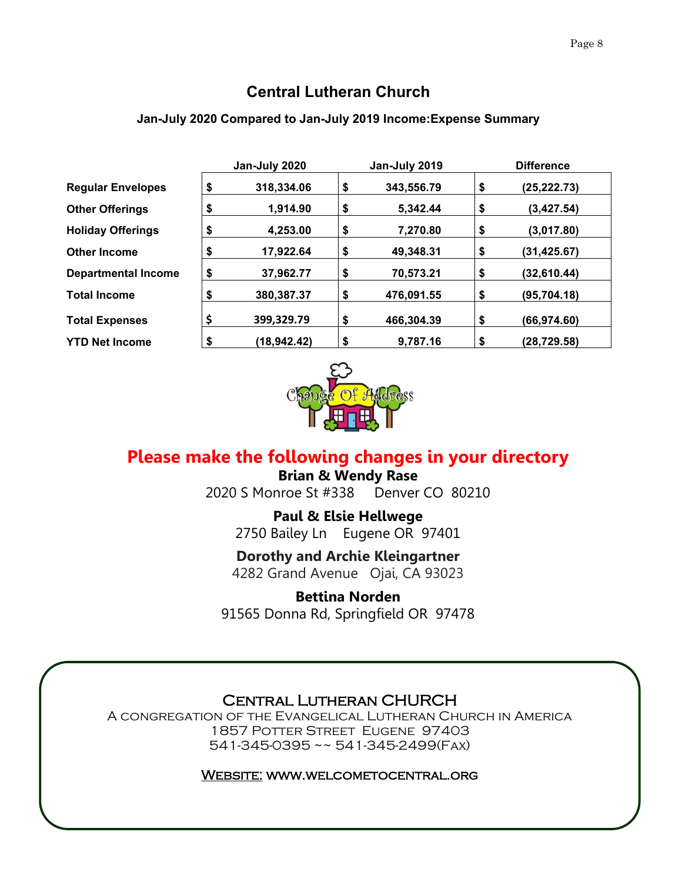# Central Lutheran Church

### Jan-July 2020 Compared to Jan-July 2019 Income:Expense Summary

| | Jan-July 2020 | Jan-July 2019 | Difference |
|---|---|---|---|
| **Regular Envelopes** | $ 318,334.06 | $ 343,556.79 | $ (25,222.73) |
| **Other Offerings** | $ 1,914.90 | $ 5,342.44 | $ (3,427.54) |
| **Holiday Offerings** | $ 4,253.00 | $ 7,270.80 | $ (3,017.80) |
| **Other Income** | $ 17,922.64 | $ 49,348.31 | $ (31,425.67) |
| **Departmental Income** | $ 37,962.77 | $ 70,573.21 | $ (32,610.44) |
| **Total Income** | $ 380,387.37 | $ 476,091.55 | $ (95,704.18) |
| **Total Expenses** | $ 399,329.79 | $ 466,304.39 | $ (66,974.60) |
| **YTD Net Income** | $ (18,942.42) | $ 9,787.16 | $ (28,729.58) |

Change Of Address

## Please make the following changes in your directory

**Brian & Wendy Rase**
2020 S Monroe St #338 Denver CO 80210

**Paul & Elsie Hellwege**
2750 Bailey Ln Eugene OR 97401

**Dorothy and Archie Kleingartner**
4282 Grand Avenue Ojai, CA 93023

**Bettina Norden**
91565 Donna Rd, Springfield OR 97478

Central Lutheran CHURCH
A congregation of the Evangelical Lutheran Church in America
1857 Potter Street Eugene 97403
541-345-0395 ~~ 541-345-2499(Fax)

Website: www.welcometocentral.org